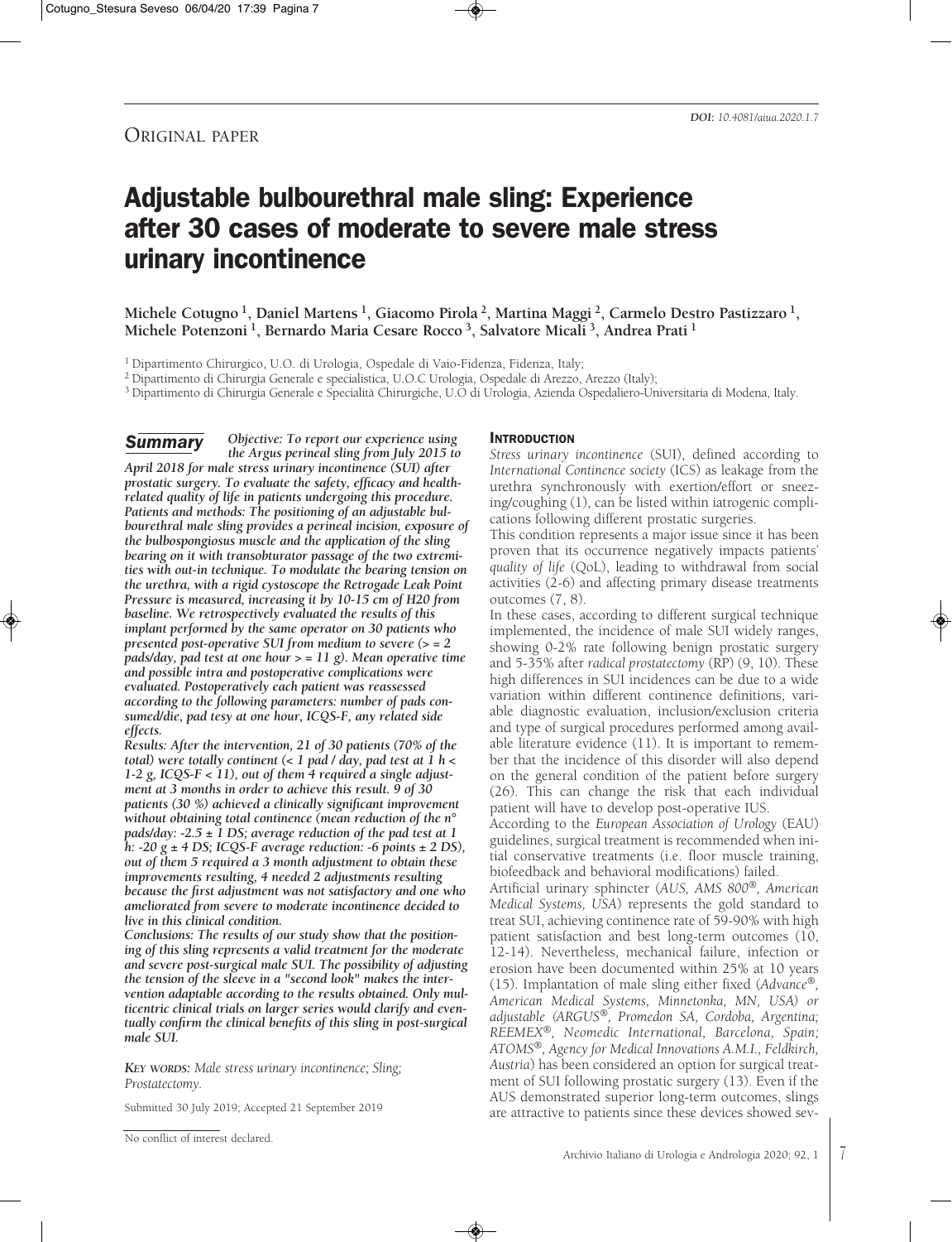*DOI: 10.4081/aiua.2020.1.7*

ORIGINAL PAPER

# Adjustable bulbourethral male sling: Experience after 30 cases of moderate to severe male stress urinary incontinence

**Michele Cotugno [1], Daniel Martens [1], Giacomo Pirola [2], Martina Maggi [2], Carmelo Destro Pastizzaro [1], Michele Potenzoni [1], Bernardo Maria Cesare Rocco [3], Salvatore Micali [3], Andrea Prati [1]**

[1] Dipartimento Chirurgico, U.O. di Urologia, Ospedale di Vaio-Fidenza, Fidenza, Italy;
[2] Dipartimento di Chirurgia Generale e specialistica, U.O.C Urologia, Ospedale di Arezzo, Arezzo (Italy);
[3] Dipartimento di Chirurgia Generale e Specialità Chirurgiche, U.O di Urologia, Azienda Ospedaliero-Universitaria di Modena, Italy.

## Summary

***Objective:** To report our experience using the Argus perineal sling from July 2015 to April 2018 for male stress urinary incontinence (SUI) after prostatic surgery. To evaluate the safety, efficacy and health-related quality of life in patients undergoing this procedure. **Patients and methods:** The positioning of an adjustable bulbourethral male sling provides a perineal incision, exposure of the bulbospongiosus muscle and the application of the sling bearing on it with transobturator passage of the two extremities with out-in technique. To modulate the bearing tension on the urethra, with a rigid cystoscope the Retrogade Leak Point Pressure is measured, increasing it by 10-15 cm of H20 from baseline. We retrospectively evaluated the results of this implant performed by the same operator on 30 patients who presented post-operative SUI from medium to severe (> = 2 pads/day, pad test at one hour > = 11 g). Mean operative time and possible intra and postoperative complications were evaluated. Postoperatively each patient was reassessed according to the following parameters: number of pads consumed/die, pad tesy at one hour, ICQS-F, any related side effects.*

***Results:** After the intervention, 21 of 30 patients (70% of the total) were totally continent (< 1 pad / day, pad test at 1 h < 1-2 g, ICQS-F < 11), out of them 4 required a single adjustment at 3 months in order to achieve this result. 9 of 30 patients (30 %) achieved a clinically significant improvement without obtaining total continence (mean reduction of the n° pads/day: -2.5 ± 1 DS; average reduction of the pad test at 1 h: -20 g ± 4 DS; ICQS-F average reduction: -6 points ± 2 DS), out of them 5 required a 3 month adjustment to obtain these improvements resulting, 4 needed 2 adjustments resulting because the first adjustment was not satisfactory and one who ameliorated from severe to moderate incontinence decided to live in this clinical condition.*

***Conclusions:** The results of our study show that the positioning of this sling represents a valid treatment for the moderate and severe post-surgical male SUI. The possibility of adjusting the tension of the sleeve in a "second look" makes the intervention adaptable according to the results obtained. Only multicentric clinical trials on larger series would clarify and eventually confirm the clinical benefits of this sling in post-surgical male SUI.*

***KEY WORDS:** Male stress urinary incontinence; Sling; Prostatectomy.*

Submitted 30 July 2019; Accepted 21 September 2019

No conflict of interest declared.

## INTRODUCTION

*Stress urinary incontinence* (SUI), defined according to *International Continence society* (ICS) as leakage from the urethra synchronously with exertion/effort or sneezing/coughing (1), can be listed within iatrogenic complications following different prostatic surgeries.

This condition represents a major issue since it has been proven that its occurrence negatively impacts patients' *quality of life* (QoL), leading to withdrawal from social activities (2-6) and affecting primary disease treatments outcomes (7, 8).

In these cases, according to different surgical technique implemented, the incidence of male SUI widely ranges, showing 0-2% rate following benign prostatic surgery and 5-35% after *radical prostatectomy* (RP) (9, 10). These high differences in SUI incidences can be due to a wide variation within different continence definitions, variable diagnostic evaluation, inclusion/exclusion criteria and type of surgical procedures performed among available literature evidence (11). It is important to remember that the incidence of this disorder will also depend on the general condition of the patient before surgery (26). This can change the risk that each individual patient will have to develop post-operative IUS.

According to the *European Association of Urology* (EAU) guidelines, surgical treatment is recommended when initial conservative treatments (i.e. floor muscle training, biofeedback and behavioral modifications) failed.

Artificial urinary sphincter (*AUS, AMS 800®, American Medical Systems, USA*) represents the gold standard to treat SUI, achieving continence rate of 59-90% with high patient satisfaction and best long-term outcomes (10, 12-14). Nevertheless, mechanical failure, infection or erosion have been documented within 25% at 10 years (15). Implantation of male sling either fixed (*Advance®, American Medical Systems, Minnetonka, MN, USA) or adjustable (ARGUS®, Promedon SA, Cordoba, Argentina; REEMEX®, Neomedic International, Barcelona, Spain; ATOMS®, Agency for Medical Innovations A.M.I., Feldkirch, Austria*) has been considered an option for surgical treatment of SUI following prostatic surgery (13). Even if the AUS demonstrated superior long-term outcomes, slings are attractive to patients since these devices showed sev-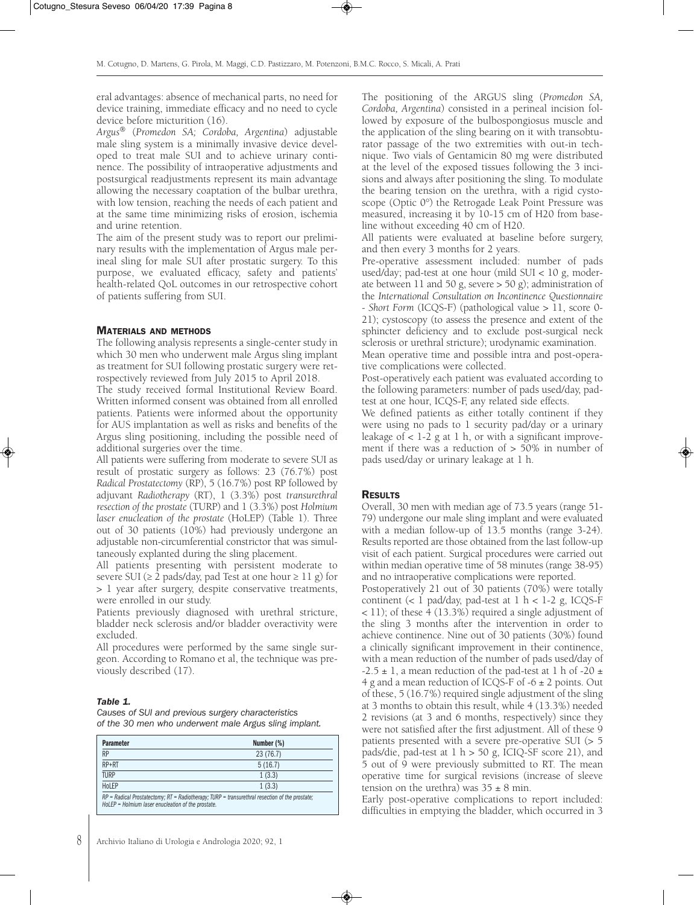eral advantages: absence of mechanical parts, no need for device training, immediate efficacy and no need to cycle device before micturition (16).

*Argus*® (*Promedon SA; Cordoba, Argentina*) adjustable male sling system is a minimally invasive device developed to treat male SUI and to achieve urinary continence. The possibility of intraoperative adjustments and postsurgical readjustments represent its main advantage allowing the necessary coaptation of the bulbar urethra, with low tension, reaching the needs of each patient and at the same time minimizing risks of erosion, ischemia and urine retention.

The aim of the present study was to report our preliminary results with the implementation of Argus male perineal sling for male SUI after prostatic surgery. To this purpose, we evaluated efficacy, safety and patients' health-related QoL outcomes in our retrospective cohort of patients suffering from SUI.

## MATERIALS AND METHODS

The following analysis represents a single-center study in which 30 men who underwent male Argus sling implant as treatment for SUI following prostatic surgery were retrospectively reviewed from July 2015 to April 2018.

The study received formal Institutional Review Board. Written informed consent was obtained from all enrolled patients. Patients were informed about the opportunity for AUS implantation as well as risks and benefits of the Argus sling positioning, including the possible need of additional surgeries over the time.

All patients were suffering from moderate to severe SUI as result of prostatic surgery as follows: 23 (76.7%) post *Radical Prostatectomy* (RP), 5 (16.7%) post RP followed by adjuvant *Radiotherapy* (RT), 1 (3.3%) post *transurethral resection of the prostate* (TURP) and 1 (3.3%) post *Holmium laser enucleation of the prostate* (HoLEP) (Table 1). Three out of 30 patients (10%) had previously undergone an adjustable non-circumferential constrictor that was simultaneously explanted during the sling placement.

All patients presenting with persistent moderate to severe SUI (≥ 2 pads/day, pad Test at one hour ≥ 11 g) for > 1 year after surgery, despite conservative treatments, were enrolled in our study.

Patients previously diagnosed with urethral stricture, bladder neck sclerosis and/or bladder overactivity were excluded.

All procedures were performed by the same single surgeon. According to Romano et al, the technique was previously described (17).

***Table 1.***
*Causes of SUI and previous surgery characteristics of the 30 men who underwent male Argus sling implant.*

| Parameter | Number (%) |
|---|---|
| RP | 23 (76.7) |
| RP+RT | 5 (16.7) |
| TURP | 1 (3.3) |
| HoLEP | 1 (3.3) |

*RP = Radical Prostatectomy; RT = Radiotherapy; TURP = transurethral resection of the prostate; HoLEP = Holmium laser enucleation of the prostate.*

The positioning of the ARGUS sling (*Promedon SA, Cordoba, Argentina*) consisted in a perineal incision followed by exposure of the bulbospongiosus muscle and the application of the sling bearing on it with transobturator passage of the two extremities with out-in technique. Two vials of Gentamicin 80 mg were distributed at the level of the exposed tissues following the 3 incisions and always after positioning the sling. To modulate the bearing tension on the urethra, with a rigid cystoscope (Optic 0°) the Retrogade Leak Point Pressure was measured, increasing it by 10-15 cm of H20 from baseline without exceeding 40 cm of H20.

All patients were evaluated at baseline before surgery, and then every 3 months for 2 years.

Pre-operative assessment included: number of pads used/day; pad-test at one hour (mild SUI < 10 g, moderate between 11 and 50 g, severe > 50 g); administration of the *International Consultation on Incontinence Questionnaire - Short Form* (ICQS-F) (pathological value > 11, score 0-21); cystoscopy (to assess the presence and extent of the sphincter deficiency and to exclude post-surgical neck sclerosis or urethral stricture); urodynamic examination.

Mean operative time and possible intra and post-operative complications were collected.

Post-operatively each patient was evaluated according to the following parameters: number of pads used/day, pad-test at one hour, ICQS-F, any related side effects.

We defined patients as either totally continent if they were using no pads to 1 security pad/day or a urinary leakage of < 1-2 g at 1 h, or with a significant improvement if there was a reduction of > 50% in number of pads used/day or urinary leakage at 1 h.

## RESULTS

Overall, 30 men with median age of 73.5 years (range 51-79) undergone our male sling implant and were evaluated with a median follow-up of 13.5 months (range 3-24). Results reported are those obtained from the last follow-up visit of each patient. Surgical procedures were carried out within median operative time of 58 minutes (range 38-95) and no intraoperative complications were reported.

Postoperatively 21 out of 30 patients (70%) were totally continent (< 1 pad/day, pad-test at 1 h < 1-2 g, ICQS-F < 11); of these 4 (13.3%) required a single adjustment of the sling 3 months after the intervention in order to achieve continence. Nine out of 30 patients (30%) found a clinically significant improvement in their continence, with a mean reduction of the number of pads used/day of -2.5 ± 1, a mean reduction of the pad-test at 1 h of -20 ± 4 g and a mean reduction of ICQS-F of -6 ± 2 points. Out of these, 5 (16.7%) required single adjustment of the sling at 3 months to obtain this result, while 4 (13.3%) needed 2 revisions (at 3 and 6 months, respectively) since they were not satisfied after the first adjustment. All of these 9 patients presented with a severe pre-operative SUI (> 5 pads/die, pad-test at 1 h > 50 g, ICIQ-SF score 21), and 5 out of 9 were previously submitted to RT. The mean operative time for surgical revisions (increase of sleeve tension on the urethra) was 35 ± 8 min.

Early post-operative complications to report included: difficulties in emptying the bladder, which occurred in 3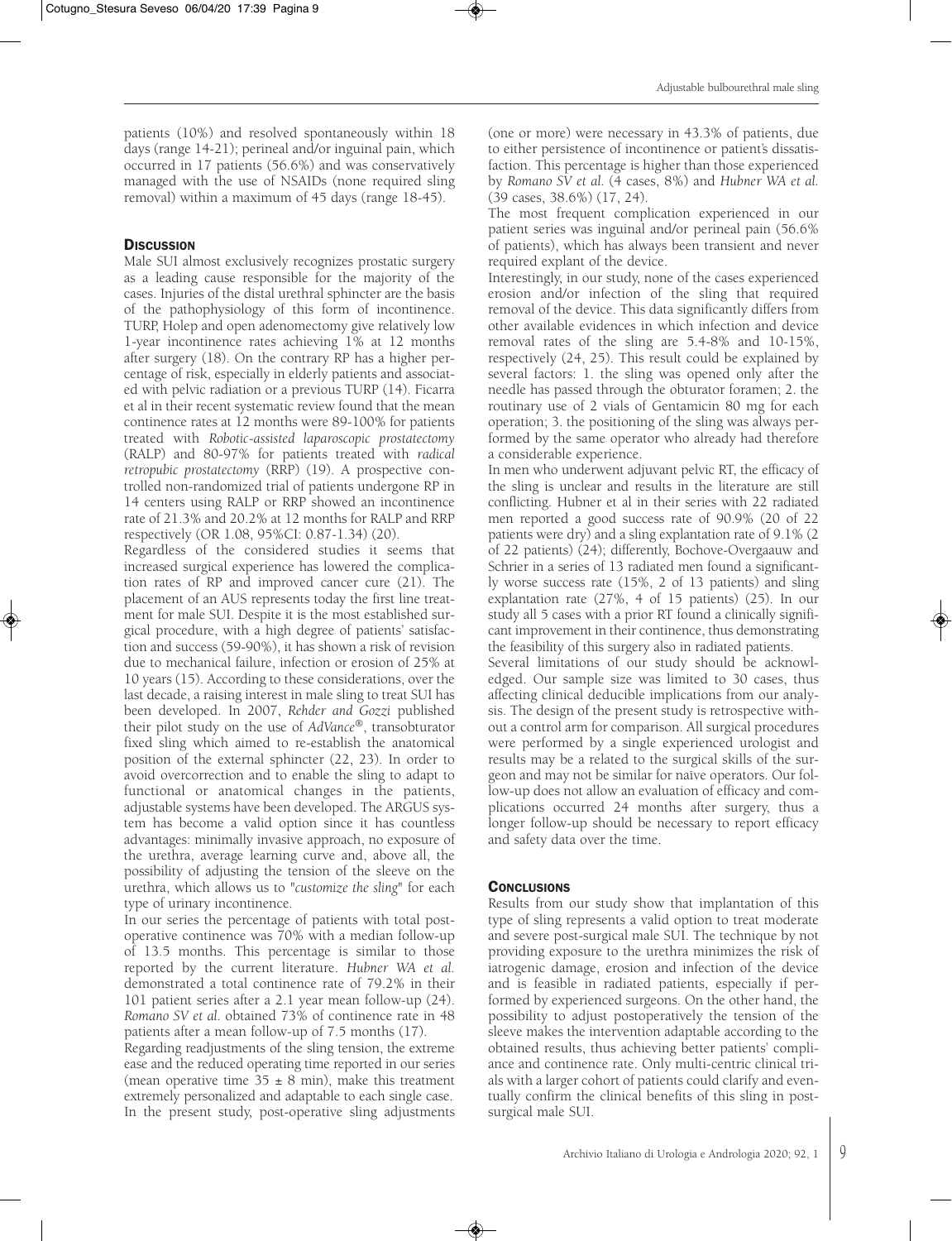patients (10%) and resolved spontaneously within 18 days (range 14-21); perineal and/or inguinal pain, which occurred in 17 patients (56.6%) and was conservatively managed with the use of NSAIDs (none required sling removal) within a maximum of 45 days (range 18-45).

## Discussion

Male SUI almost exclusively recognizes prostatic surgery as a leading cause responsible for the majority of the cases. Injuries of the distal urethral sphincter are the basis of the pathophysiology of this form of incontinence. TURP, Holep and open adenomectomy give relatively low 1-year incontinence rates achieving 1% at 12 months after surgery (18). On the contrary RP has a higher percentage of risk, especially in elderly patients and associated with pelvic radiation or a previous TURP (14). Ficarra et al in their recent systematic review found that the mean continence rates at 12 months were 89-100% for patients treated with *Robotic-assisted laparoscopic prostatectomy* (RALP) and 80-97% for patients treated with *radical retropubic prostatectomy* (RRP) (19). A prospective controlled non-randomized trial of patients undergone RP in 14 centers using RALP or RRP showed an incontinence rate of 21.3% and 20.2% at 12 months for RALP and RRP respectively (OR 1.08, 95%CI: 0.87-1.34) (20).

Regardless of the considered studies it seems that increased surgical experience has lowered the complication rates of RP and improved cancer cure (21). The placement of an AUS represents today the first line treatment for male SUI. Despite it is the most established surgical procedure, with a high degree of patients' satisfaction and success (59-90%), it has shown a risk of revision due to mechanical failure, infection or erosion of 25% at 10 years (15). According to these considerations, over the last decade, a raising interest in male sling to treat SUI has been developed. In 2007, *Rehder and Gozzi* published their pilot study on the use of *AdVance®*, transobturator fixed sling which aimed to re-establish the anatomical position of the external sphincter (22, 23). In order to avoid overcorrection and to enable the sling to adapt to functional or anatomical changes in the patients, adjustable systems have been developed. The ARGUS system has become a valid option since it has countless advantages: minimally invasive approach, no exposure of the urethra, average learning curve and, above all, the possibility of adjusting the tension of the sleeve on the urethra, which allows us to "*customize the sling*" for each type of urinary incontinence.

In our series the percentage of patients with total postoperative continence was 70% with a median follow-up of 13.5 months. This percentage is similar to those reported by the current literature. *Hubner WA et al.* demonstrated a total continence rate of 79.2% in their 101 patient series after a 2.1 year mean follow-up (24). *Romano SV et al.* obtained 73% of continence rate in 48 patients after a mean follow-up of 7.5 months (17).

Regarding readjustments of the sling tension, the extreme ease and the reduced operating time reported in our series (mean operative time 35 ± 8 min), make this treatment extremely personalized and adaptable to each single case. In the present study, post-operative sling adjustments (one or more) were necessary in 43.3% of patients, due to either persistence of incontinence or patient's dissatisfaction. This percentage is higher than those experienced by *Romano SV et al.* (4 cases, 8%) and *Hubner WA et al.* (39 cases, 38.6%) (17, 24).

The most frequent complication experienced in our patient series was inguinal and/or perineal pain (56.6% of patients), which has always been transient and never required explant of the device.

Interestingly, in our study, none of the cases experienced erosion and/or infection of the sling that required removal of the device. This data significantly differs from other available evidences in which infection and device removal rates of the sling are 5.4-8% and 10-15%, respectively (24, 25). This result could be explained by several factors: 1. the sling was opened only after the needle has passed through the obturator foramen; 2. the routinary use of 2 vials of Gentamicin 80 mg for each operation; 3. the positioning of the sling was always performed by the same operator who already had therefore a considerable experience.

In men who underwent adjuvant pelvic RT, the efficacy of the sling is unclear and results in the literature are still conflicting. Hubner et al in their series with 22 radiated men reported a good success rate of 90.9% (20 of 22 patients were dry) and a sling explantation rate of 9.1% (2 of 22 patients) (24); differently, Bochove-Overgaauw and Schrier in a series of 13 radiated men found a significantly worse success rate (15%, 2 of 13 patients) and sling explantation rate (27%, 4 of 15 patients) (25). In our study all 5 cases with a prior RT found a clinically significant improvement in their continence, thus demonstrating the feasibility of this surgery also in radiated patients.

Several limitations of our study should be acknowledged. Our sample size was limited to 30 cases, thus affecting clinical deducible implications from our analysis. The design of the present study is retrospective without a control arm for comparison. All surgical procedures were performed by a single experienced urologist and results may be a related to the surgical skills of the surgeon and may not be similar for naïve operators. Our follow-up does not allow an evaluation of efficacy and complications occurred 24 months after surgery, thus a longer follow-up should be necessary to report efficacy and safety data over the time.

## Conclusions

Results from our study show that implantation of this type of sling represents a valid option to treat moderate and severe post-surgical male SUI. The technique by not providing exposure to the urethra minimizes the risk of iatrogenic damage, erosion and infection of the device and is feasible in radiated patients, especially if performed by experienced surgeons. On the other hand, the possibility to adjust postoperatively the tension of the sleeve makes the intervention adaptable according to the obtained results, thus achieving better patients' compliance and continence rate. Only multi-centric clinical trials with a larger cohort of patients could clarify and eventually confirm the clinical benefits of this sling in post-surgical male SUI.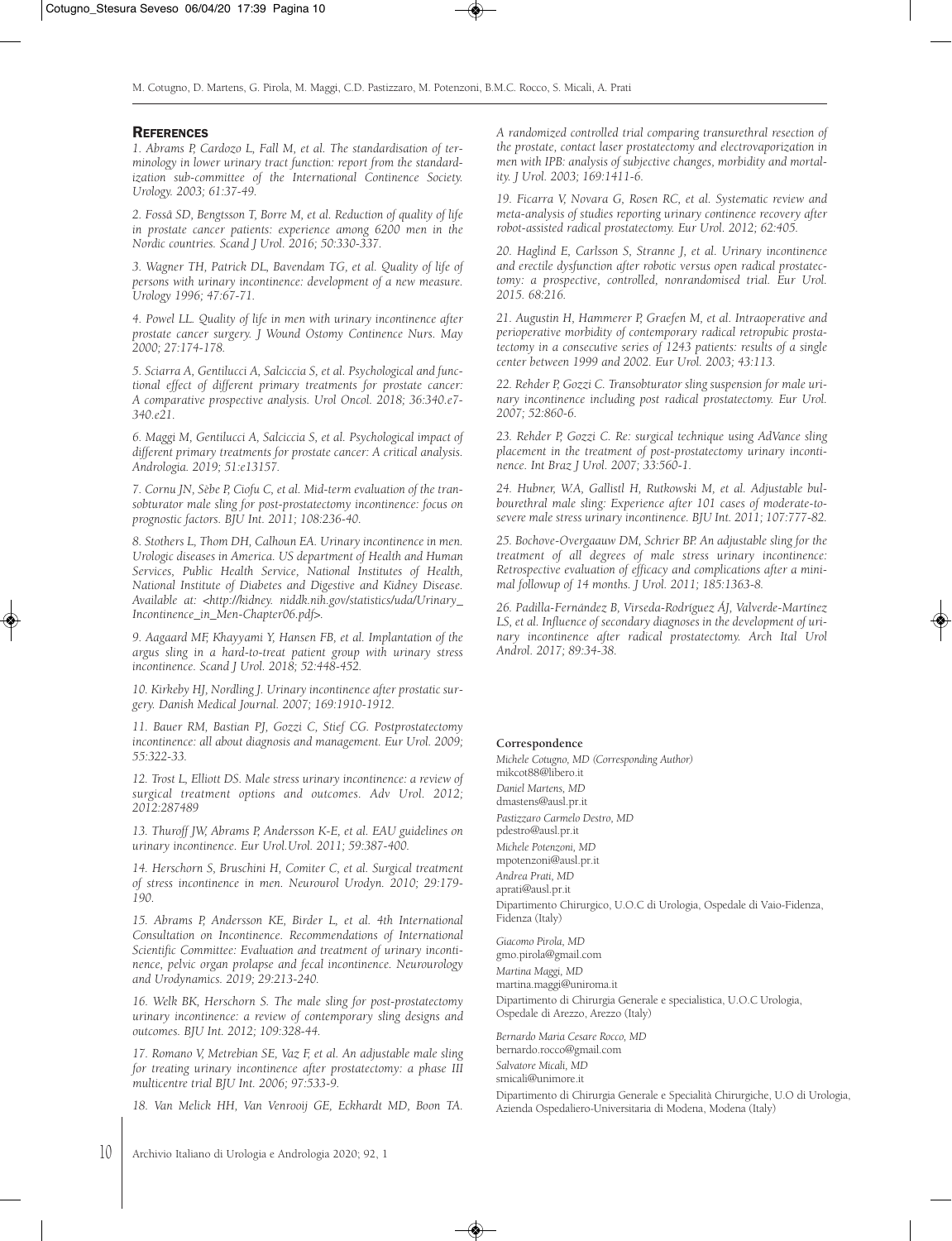## REFERENCES

*1. Abrams P, Cardozo L, Fall M, et al. The standardisation of terminology in lower urinary tract function: report from the standardization sub-committee of the International Continence Society. Urology. 2003; 61:37-49.*

*2. Fosså SD, Bengtsson T, Borre M, et al. Reduction of quality of life in prostate cancer patients: experience among 6200 men in the Nordic countries. Scand J Urol. 2016; 50:330-337.*

*3. Wagner TH, Patrick DL, Bavendam TG, et al. Quality of life of persons with urinary incontinence: development of a new measure. Urology 1996; 47:67-71.*

*4. Powel LL. Quality of life in men with urinary incontinence after prostate cancer surgery. J Wound Ostomy Continence Nurs. May 2000; 27:174-178.*

*5. Sciarra A, Gentilucci A, Salciccia S, et al. Psychological and functional effect of different primary treatments for prostate cancer: A comparative prospective analysis. Urol Oncol. 2018; 36:340.e7-340.e21.*

*6. Maggi M, Gentilucci A, Salciccia S, et al. Psychological impact of different primary treatments for prostate cancer: A critical analysis. Andrologia. 2019; 51:e13157.*

*7. Cornu JN, Sèbe P, Ciofu C, et al. Mid-term evaluation of the transobturator male sling for post-prostatectomy incontinence: focus on prognostic factors. BJU Int. 2011; 108:236-40.*

*8. Stothers L, Thom DH, Calhoun EA. Urinary incontinence in men. Urologic diseases in America. US department of Health and Human Services, Public Health Service, National Institutes of Health, National Institute of Diabetes and Digestive and Kidney Disease. Available at: <http://kidney. niddk.nih.gov/statistics/uda/Urinary_Incontinence_in_Men-Chapter06.pdf>.*

*9. Aagaard MF, Khayyami Y, Hansen FB, et al. Implantation of the argus sling in a hard-to-treat patient group with urinary stress incontinence. Scand J Urol. 2018; 52:448-452.*

*10. Kirkeby HJ, Nordling J. Urinary incontinence after prostatic surgery. Danish Medical Journal. 2007; 169:1910-1912.*

*11. Bauer RM, Bastian PJ, Gozzi C, Stief CG. Postprostatectomy incontinence: all about diagnosis and management. Eur Urol. 2009; 55:322-33.*

*12. Trost L, Elliott DS. Male stress urinary incontinence: a review of surgical treatment options and outcomes. Adv Urol. 2012; 2012:287489*

*13. Thuroff JW, Abrams P, Andersson K-E, et al. EAU guidelines on urinary incontinence. Eur Urol.Urol. 2011; 59:387-400.*

*14. Herschorn S, Bruschini H, Comiter C, et al. Surgical treatment of stress incontinence in men. Neurourol Urodyn. 2010; 29:179-190.*

*15. Abrams P, Andersson KE, Birder L, et al. 4th International Consultation on Incontinence. Recommendations of International Scientific Committee: Evaluation and treatment of urinary incontinence, pelvic organ prolapse and fecal incontinence. Neurourology and Urodynamics. 2019; 29:213-240.*

*16. Welk BK, Herschorn S. The male sling for post-prostatectomy urinary incontinence: a review of contemporary sling designs and outcomes. BJU Int. 2012; 109:328-44.*

*17. Romano V, Metrebian SE, Vaz F, et al. An adjustable male sling for treating urinary incontinence after prostatectomy: a phase III multicentre trial BJU Int. 2006; 97:533-9.*

*18. Van Melick HH, Van Venrooij GE, Eckhardt MD, Boon TA. A randomized controlled trial comparing transurethral resection of the prostate, contact laser prostatectomy and electrovaporization in men with IPB: analysis of subjective changes, morbidity and mortality. J Urol. 2003; 169:1411-6.*

*19. Ficarra V, Novara G, Rosen RC, et al. Systematic review and meta-analysis of studies reporting urinary continence recovery after robot-assisted radical prostatectomy. Eur Urol. 2012; 62:405.*

*20. Haglind E, Carlsson S, Stranne J, et al. Urinary incontinence and erectile dysfunction after robotic versus open radical prostatectomy: a prospective, controlled, nonrandomised trial. Eur Urol. 2015. 68:216.*

*21. Augustin H, Hammerer P, Graefen M, et al. Intraoperative and perioperative morbidity of contemporary radical retropubic prostatectomy in a consecutive series of 1243 patients: results of a single center between 1999 and 2002. Eur Urol. 2003; 43:113.*

*22. Rehder P, Gozzi C. Transobturator sling suspension for male urinary incontinence including post radical prostatectomy. Eur Urol. 2007; 52:860-6.*

*23. Rehder P, Gozzi C. Re: surgical technique using AdVance sling placement in the treatment of post-prostatectomy urinary incontinence. Int Braz J Urol. 2007; 33:560-1.*

*24. Hubner, W.A, Gallistl H, Rutkowski M, et al. Adjustable bulbourethral male sling: Experience after 101 cases of moderate-to-severe male stress urinary incontinence. BJU Int. 2011; 107:777-82.*

*25. Bochove-Overgaauw DM, Schrier BP. An adjustable sling for the treatment of all degrees of male stress urinary incontinence: Retrospective evaluation of efficacy and complications after a minimal followup of 14 months. J Urol. 2011; 185:1363-8.*

*26. Padilla-Fernández B, Virseda-Rodríguez ÁJ, Valverde-Martinez LS, et al. Influence of secondary diagnoses in the development of urinary incontinence after radical prostatectomy. Arch Ital Urol Androl. 2017; 89:34-38.*

**Correspondence**

*Michele Cotugno, MD (Corresponding Author)*
mikcot88@libero.it

*Daniel Martens, MD*
dmastens@ausl.pr.it

*Pastizzaro Carmelo Destro, MD*
pdestro@ausl.pr.it

*Michele Potenzoni, MD*
mpotenzoni@ausl.pr.it

*Andrea Prati, MD*
aprati@ausl.pr.it

Dipartimento Chirurgico, U.O.C di Urologia, Ospedale di Vaio-Fidenza, Fidenza (Italy)

*Giacomo Pirola, MD*
gmo.pirola@gmail.com

*Martina Maggi, MD*
martina.maggi@uniroma.it

Dipartimento di Chirurgia Generale e specialistica, U.O.C Urologia, Ospedale di Arezzo, Arezzo (Italy)

*Bernardo Maria Cesare Rocco, MD*
bernardo.rocco@gmail.com

*Salvatore Micali, MD*
smicali@unimore.it

Dipartimento di Chirurgia Generale e Specialità Chirurgiche, U.O di Urologia, Azienda Ospedaliero-Universitaria di Modena, Modena (Italy)